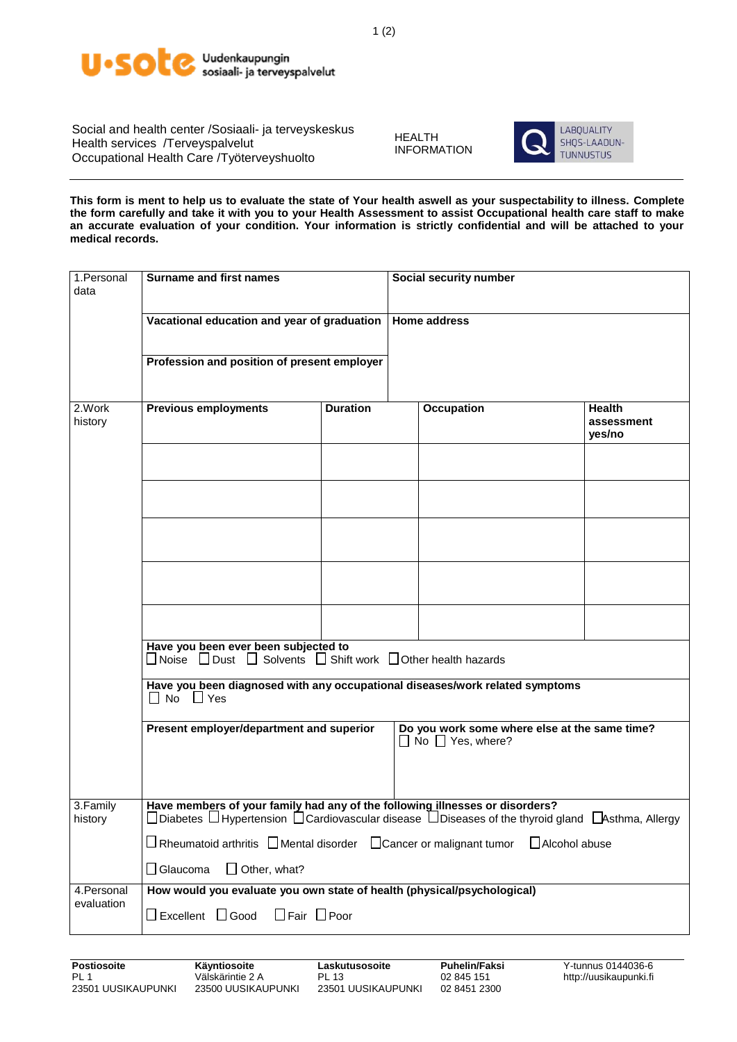u·sote Uudenkaupungin sosiaali- ja terveyspalvelut

Social and health center /Sosiaali- ja terveyskeskus
Health services /Terveyspalvelut
Occupational Health Care /Työterveyshuolto

HEALTH INFORMATION

LABQUALITY SHQS-LAADUN-TUNNUSTUS

**This form is ment to help us to evaluate the state of Your health aswell as your suspectability to illness. Complete the form carefully and take it with you to your Health Assessment to assist Occupational health care staff to make an accurate evaluation of your condition. Your information is strictly confidential and will be attached to your medical records.**

| | | | | |
|---|---|---|---|---|
| 1.Personal data | **Surname and first names** | | **Social security number** | |
| | **Vacational education and year of graduation** | | **Home address** | |
| | **Profession and position of present employer** | | | |
| 2.Work history | **Previous employments** | **Duration** | **Occupation** | **Health assessment yes/no** |
| | | | | |
| | | | | |
| | | | | |
| | | | | |
| | | | | |
| | **Have you been ever been subjected to** ☐ Noise ☐ Dust ☐ Solvents ☐ Shift work ☐ Other health hazards | | | |
| | **Have you been diagnosed with any occupational diseases/work related symptoms** ☐ No ☐ Yes | | | |
| | **Present employer/department and superior** | | **Do you work some where else at the same time?** ☐ No ☐ Yes, where? | |
| 3.Family history | **Have members of your family had any of the following illnesses or disorders?** ☐ Diabetes ☐ Hypertension ☐ Cardiovascular disease ☐ Diseases of the thyroid gland ☐ Asthma, Allergy ☐ Rheumatoid arthritis ☐ Mental disorder ☐ Cancer or malignant tumor ☐ Alcohol abuse ☐ Glaucoma ☐ Other, what? | | | |
| 4.Personal evaluation | **How would you evaluate you own state of health (physical/psychological)** ☐ Excellent ☐ Good ☐ Fair ☐ Poor | | | |

| **Postiosoite** | **Käyntiosoite** | **Laskutusosoite** | **Puhelin/Faksi** | Y-tunnus 0144036-6 |
|---|---|---|---|---|
| PL 1 | Välskärintie 2 A | PL 13 | 02 845 151 | http://uusikaupunki.fi |
| 23501 UUSIKAUPUNKI | 23500 UUSIKAUPUNKI | 23501 UUSIKAUPUNKI | 02 8451 2300 | |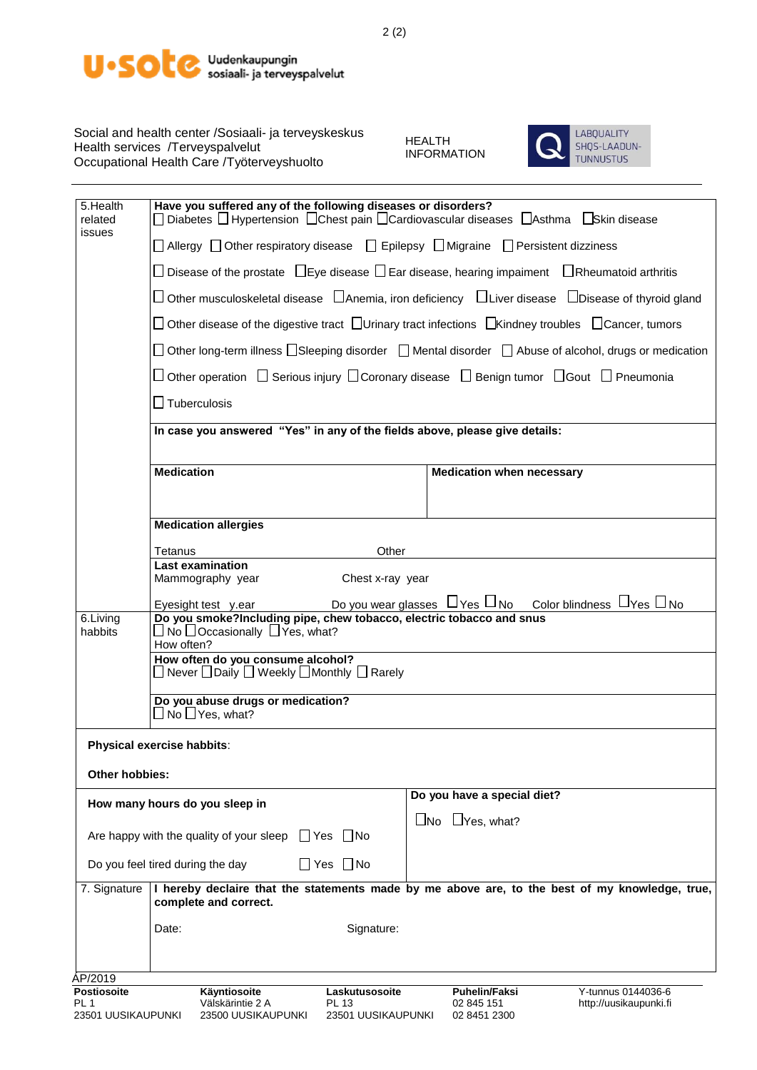**u•sote** Uudenkaupungin sosiaali- ja terveyspalvelut

Social and health center /Sosiaali- ja terveyskeskus
Health services /Terveyspalvelut
Occupational Health Care /Työterveyshuolto

HEALTH INFORMATION

LABQUALITY SHQS-LAADUNTUNNUSTUS

| | |
|---|---|
| 5.Health related issues | **Have you suffered any of the following diseases or disorders?**<br>☐ Diabetes ☐ Hypertension ☐ Chest pain ☐ Cardiovascular diseases ☐ Asthma ☐ Skin disease<br>☐ Allergy ☐ Other respiratory disease ☐ Epilepsy ☐ Migraine ☐ Persistent dizziness<br>☐ Disease of the prostate ☐ Eye disease ☐ Ear disease, hearing impaiment ☐ Rheumatoid arthritis<br>☐ Other musculoskeletal disease ☐ Anemia, iron deficiency ☐ Liver disease ☐ Disease of thyroid gland<br>☐ Other disease of the digestive tract ☐ Urinary tract infections ☐ Kindney troubles ☐ Cancer, tumors<br>☐ Other long-term illness ☐ Sleeping disorder ☐ Mental disorder ☐ Abuse of alcohol, drugs or medication<br>☐ Other operation ☐ Serious injury ☐ Coronary disease ☐ Benign tumor ☐ Gout ☐ Pneumonia<br>☐ Tuberculosis |
| | **In case you answered "Yes" in any of the fields above, please give details:** |
| | **Medication** / **Medication when necessary** |
| | **Medication allergies** |
| | Tetanus / Other |
| | **Last examination**<br>Mammography year / Chest x-ray year<br>Eyesight test y.ear / Do you wear glasses ☐ Yes ☐ No / Color blindness ☐ Yes ☐ No |
| 6.Living habbits | **Do you smoke?Including pipe, chew tobacco, electric tobacco and snus**<br>☐ No ☐ Occasionally ☐ Yes, what?<br>How often? |
| | **How often do you consume alcohol?**<br>☐ Never ☐ Daily ☐ Weekly ☐ Monthly ☐ Rarely |
| | **Do you abuse drugs or medication?**<br>☐ No ☐ Yes, what? |

**Physical exercise habbits**:

**Other hobbies:**

| | |
|---|---|
| **How many hours do you sleep in**<br>Are happy with the quality of your sleep ☐ Yes ☐ No<br>Do you feel tired during the day ☐ Yes ☐ No | **Do you have a special diet?**<br>☐ No ☐ Yes, what? |

| | |
|---|---|
| 7. Signature | **I hereby declaire that the statements made by me above are, to the best of my knowledge, true, complete and correct.**<br>Date: Signature: |

AP/2019

| **Postiosoite** | **Käyntiosoite** | **Laskutusosoite** | **Puhelin/Faksi** | Y-tunnus 0144036-6 |
|---|---|---|---|---|
| PL 1 | Välskärintie 2 A | PL 13 | 02 845 151 | http://uusikaupunki.fi |
| 23501 UUSIKAUPUNKI | 23500 UUSIKAUPUNKI | 23501 UUSIKAUPUNKI | 02 8451 2300 | |